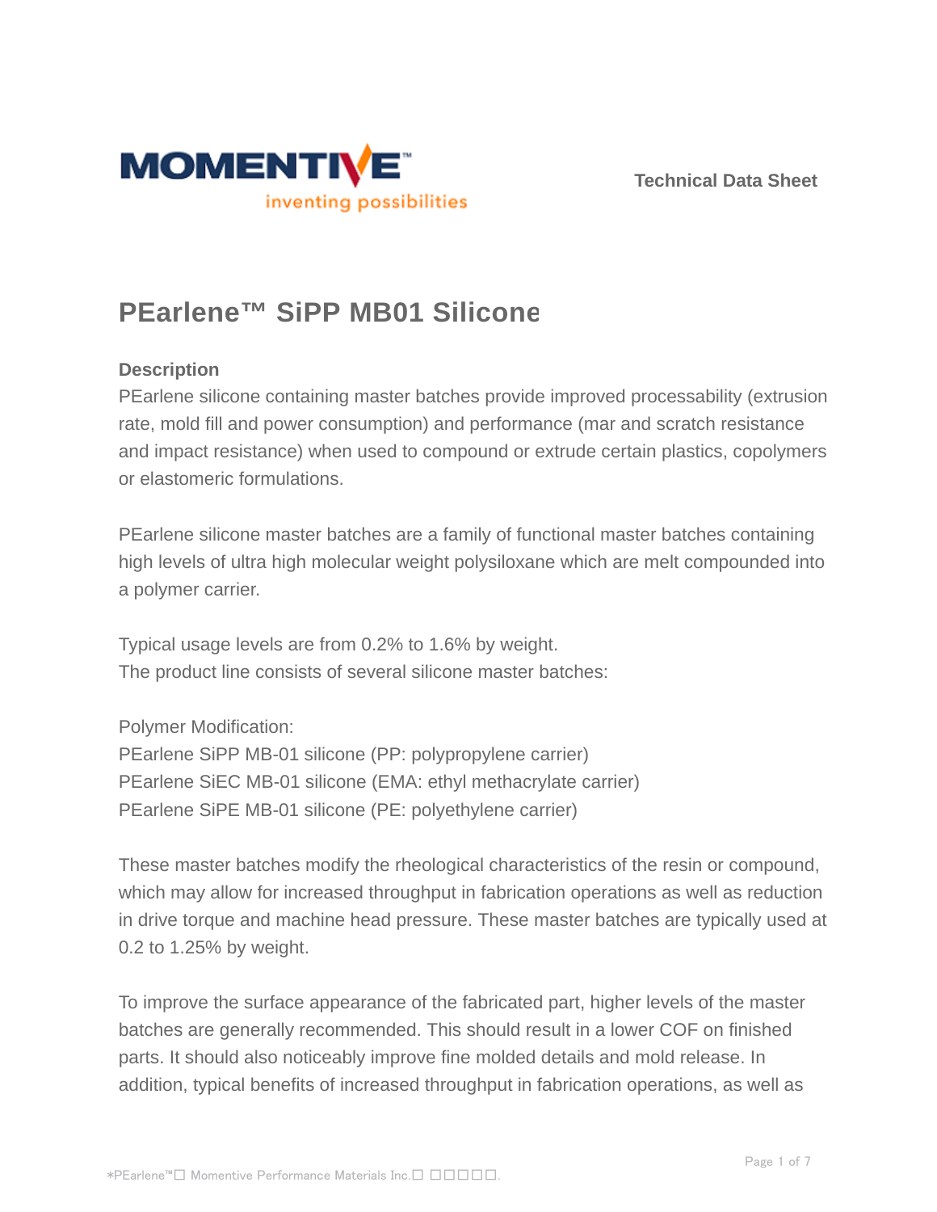Technical Data Sheet

# PEarlene™ SiPP MB01 Silicone

## Description

PEarlene silicone containing master batches provide improved processability (extrusion rate, mold fill and power consumption) and performance (mar and scratch resistance and impact resistance) when used to compound or extrude certain plastics, copolymers or elastomeric formulations.

PEarlene silicone master batches are a family of functional master batches containing high levels of ultra high molecular weight polysiloxane which are melt compounded into a polymer carrier.

Typical usage levels are from 0.2% to 1.6% by weight.
The product line consists of several silicone master batches:

Polymer Modification:
PEarlene SiPP MB-01 silicone (PP: polypropylene carrier)
PEarlene SiEC MB-01 silicone (EMA: ethyl methacrylate carrier)
PEarlene SiPE MB-01 silicone (PE: polyethylene carrier)

These master batches modify the rheological characteristics of the resin or compound, which may allow for increased throughput in fabrication operations as well as reduction in drive torque and machine head pressure. These master batches are typically used at 0.2 to 1.25% by weight.

To improve the surface appearance of the fabricated part, higher levels of the master batches are generally recommended. This should result in a lower COF on finished parts. It should also noticeably improve fine molded details and mold release. In addition, typical benefits of increased throughput in fabrication operations, as well as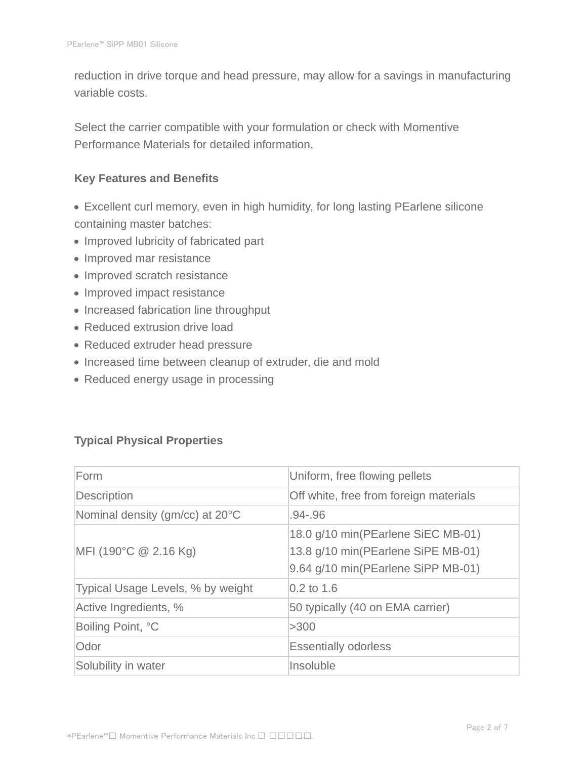reduction in drive torque and head pressure, may allow for a savings in manufacturing variable costs.

Select the carrier compatible with your formulation or check with Momentive Performance Materials for detailed information.

### Key Features and Benefits

- Excellent curl memory, even in high humidity, for long lasting PEarlene silicone containing master batches:
- Improved lubricity of fabricated part
- Improved mar resistance
- Improved scratch resistance
- Improved impact resistance
- Increased fabrication line throughput
- Reduced extrusion drive load
- Reduced extruder head pressure
- Increased time between cleanup of extruder, die and mold
- Reduced energy usage in processing

### Typical Physical Properties

| | |
|---|---|
| Form | Uniform, free flowing pellets |
| Description | Off white, free from foreign materials |
| Nominal density (gm/cc) at 20°C | .94-.96 |
| MFI (190°C @ 2.16 Kg) | 18.0 g/10 min(PEarlene SiEC MB-01)<br>13.8 g/10 min(PEarlene SiPE MB-01)<br>9.64 g/10 min(PEarlene SiPP MB-01) |
| Typical Usage Levels, % by weight | 0.2 to 1.6 |
| Active Ingredients, % | 50 typically (40 on EMA carrier) |
| Boiling Point, °C | >300 |
| Odor | Essentially odorless |
| Solubility in water | Insoluble |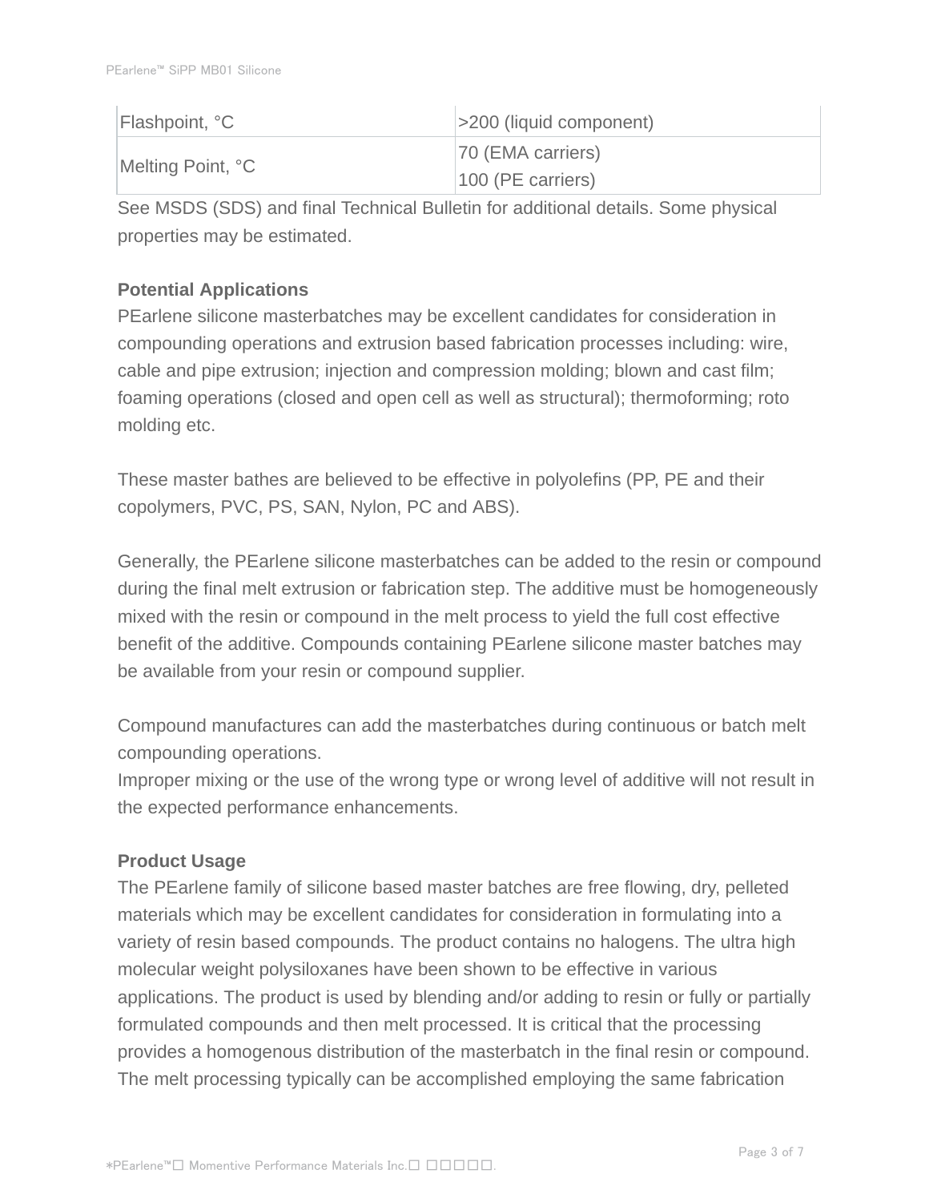| Flashpoint, °C | >200 (liquid component) |
|---|---|
| Melting Point, °C | 70 (EMA carriers)<br>100 (PE carriers) |

See MSDS (SDS) and final Technical Bulletin for additional details. Some physical properties may be estimated.

**Potential Applications**

PEarlene silicone masterbatches may be excellent candidates for consideration in compounding operations and extrusion based fabrication processes including: wire, cable and pipe extrusion; injection and compression molding; blown and cast film; foaming operations (closed and open cell as well as structural); thermoforming; roto molding etc.

These master bathes are believed to be effective in polyolefins (PP, PE and their copolymers, PVC, PS, SAN, Nylon, PC and ABS).

Generally, the PEarlene silicone masterbatches can be added to the resin or compound during the final melt extrusion or fabrication step. The additive must be homogeneously mixed with the resin or compound in the melt process to yield the full cost effective benefit of the additive. Compounds containing PEarlene silicone master batches may be available from your resin or compound supplier.

Compound manufactures can add the masterbatches during continuous or batch melt compounding operations.
Improper mixing or the use of the wrong type or wrong level of additive will not result in the expected performance enhancements.

**Product Usage**

The PEarlene family of silicone based master batches are free flowing, dry, pelleted materials which may be excellent candidates for consideration in formulating into a variety of resin based compounds. The product contains no halogens. The ultra high molecular weight polysiloxanes have been shown to be effective in various applications. The product is used by blending and/or adding to resin or fully or partially formulated compounds and then melt processed. It is critical that the processing provides a homogenous distribution of the masterbatch in the final resin or compound. The melt processing typically can be accomplished employing the same fabrication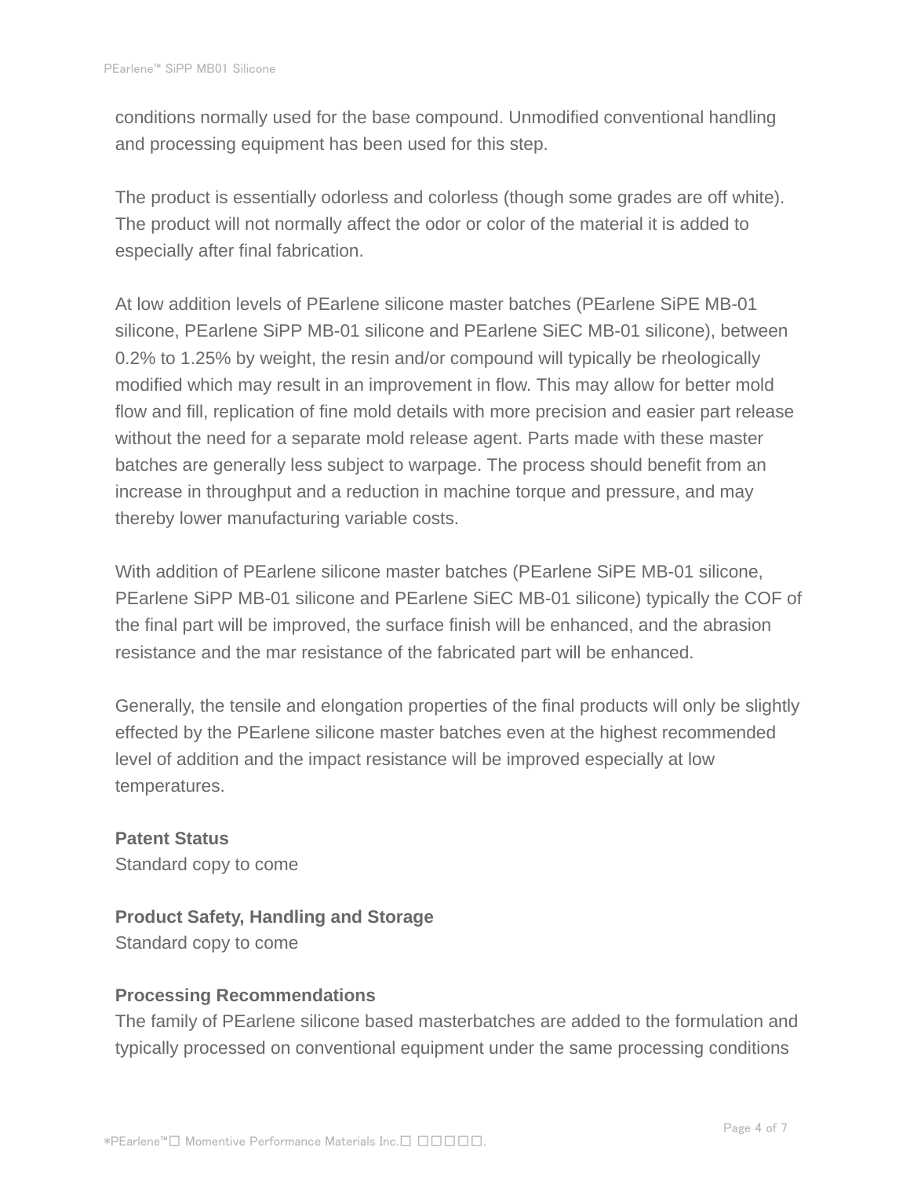conditions normally used for the base compound. Unmodified conventional handling and processing equipment has been used for this step.

The product is essentially odorless and colorless (though some grades are off white). The product will not normally affect the odor or color of the material it is added to especially after final fabrication.

At low addition levels of PEarlene silicone master batches (PEarlene SiPE MB-01 silicone, PEarlene SiPP MB-01 silicone and PEarlene SiEC MB-01 silicone), between 0.2% to 1.25% by weight, the resin and/or compound will typically be rheologically modified which may result in an improvement in flow. This may allow for better mold flow and fill, replication of fine mold details with more precision and easier part release without the need for a separate mold release agent. Parts made with these master batches are generally less subject to warpage. The process should benefit from an increase in throughput and a reduction in machine torque and pressure, and may thereby lower manufacturing variable costs.

With addition of PEarlene silicone master batches (PEarlene SiPE MB-01 silicone, PEarlene SiPP MB-01 silicone and PEarlene SiEC MB-01 silicone) typically the COF of the final part will be improved, the surface finish will be enhanced, and the abrasion resistance and the mar resistance of the fabricated part will be enhanced.

Generally, the tensile and elongation properties of the final products will only be slightly effected by the PEarlene silicone master batches even at the highest recommended level of addition and the impact resistance will be improved especially at low temperatures.

**Patent Status**

Standard copy to come

**Product Safety, Handling and Storage**

Standard copy to come

**Processing Recommendations**

The family of PEarlene silicone based masterbatches are added to the formulation and typically processed on conventional equipment under the same processing conditions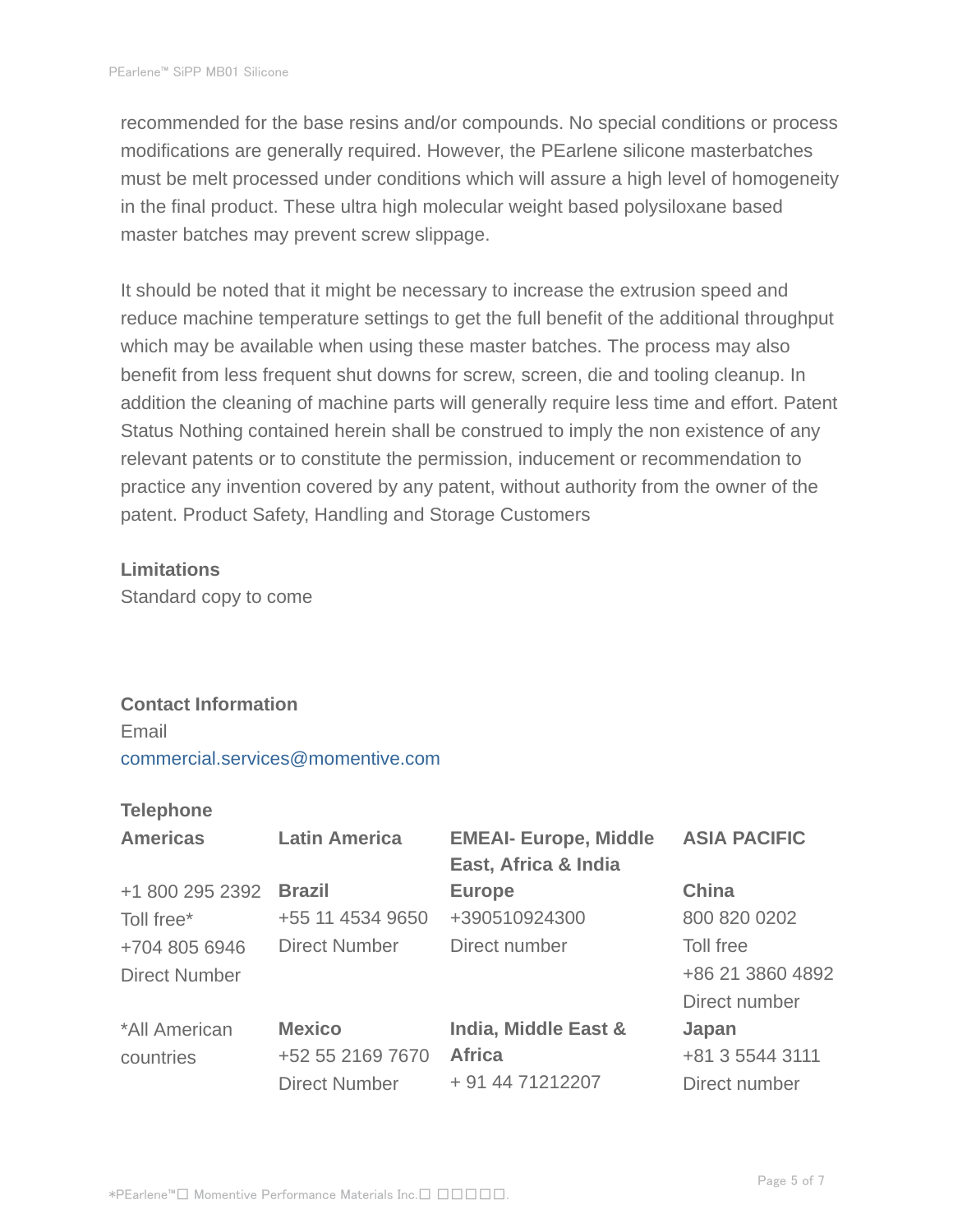recommended for the base resins and/or compounds. No special conditions or process modifications are generally required. However, the PEarlene silicone masterbatches must be melt processed under conditions which will assure a high level of homogeneity in the final product. These ultra high molecular weight based polysiloxane based master batches may prevent screw slippage.

It should be noted that it might be necessary to increase the extrusion speed and reduce machine temperature settings to get the full benefit of the additional throughput which may be available when using these master batches. The process may also benefit from less frequent shut downs for screw, screen, die and tooling cleanup. In addition the cleaning of machine parts will generally require less time and effort. Patent Status Nothing contained herein shall be construed to imply the non existence of any relevant patents or to constitute the permission, inducement or recommendation to practice any invention covered by any patent, without authority from the owner of the patent. Product Safety, Handling and Storage Customers

**Limitations**

Standard copy to come

**Contact Information**

Email

commercial.services@momentive.com

**Telephone**

| **Americas** | **Latin America** | **EMEAI- Europe, Middle East, Africa & India** | **ASIA PACIFIC** |
|---|---|---|---|
| +1 800 295 2392<br>Toll free*<br>+704 805 6946<br>Direct Number | **Brazil**<br>+55 11 4534 9650<br>Direct Number | **Europe**<br>+390510924300<br>Direct number | **China**<br>800 820 0202<br>Toll free<br>+86 21 3860 4892<br>Direct number |
| *All American countries | **Mexico**<br>+52 55 2169 7670<br>Direct Number | **India, Middle East & Africa**<br>+ 91 44 71212207 | **Japan**<br>+81 3 5544 3111<br>Direct number |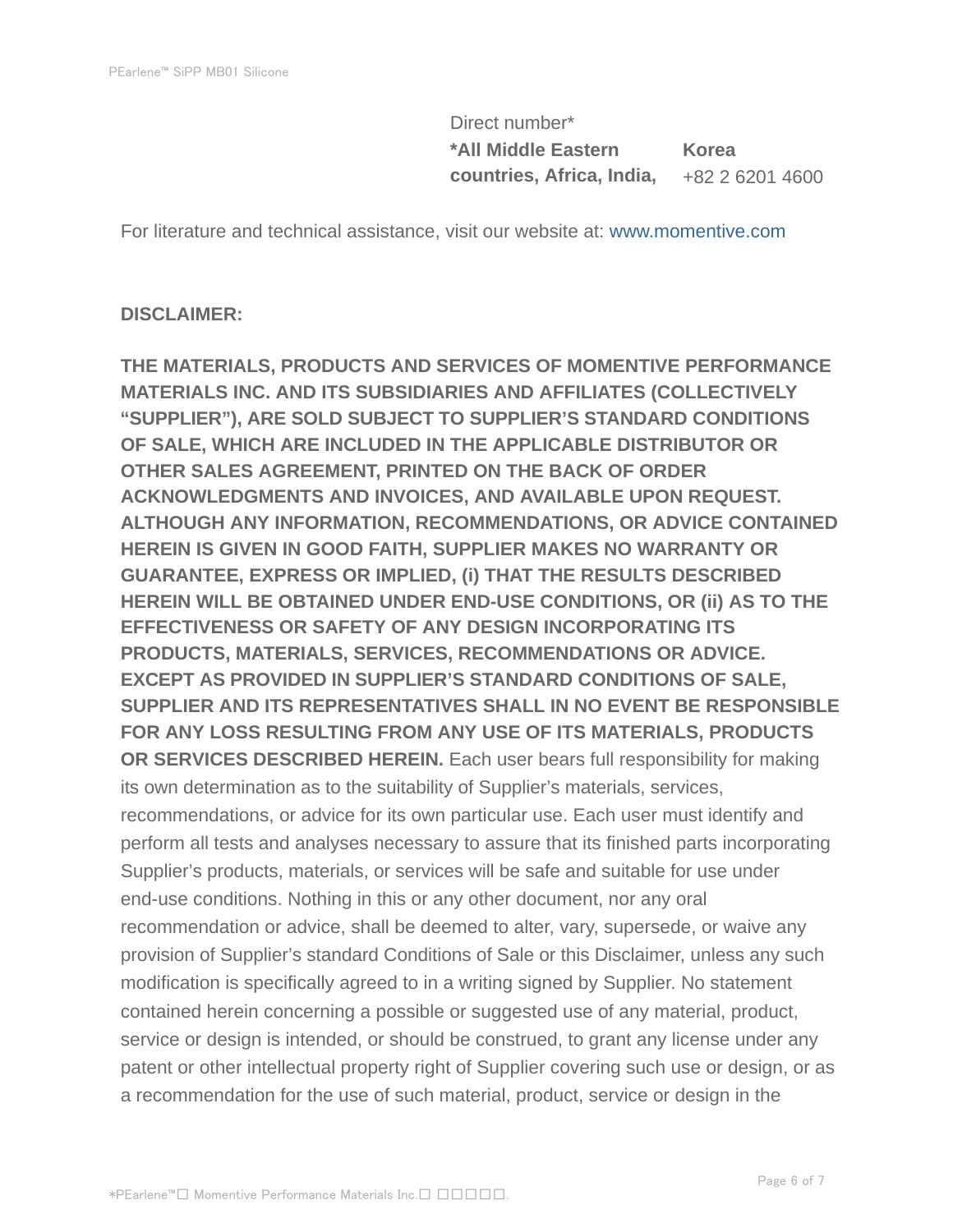Direct number*

| **\*All Middle Eastern countries, Africa, India,** | **Korea** |
| --- | --- |
| | +82 2 6201 4600 |

For literature and technical assistance, visit our website at: www.momentive.com

**DISCLAIMER:**

**THE MATERIALS, PRODUCTS AND SERVICES OF MOMENTIVE PERFORMANCE MATERIALS INC. AND ITS SUBSIDIARIES AND AFFILIATES (COLLECTIVELY "SUPPLIER"), ARE SOLD SUBJECT TO SUPPLIER'S STANDARD CONDITIONS OF SALE, WHICH ARE INCLUDED IN THE APPLICABLE DISTRIBUTOR OR OTHER SALES AGREEMENT, PRINTED ON THE BACK OF ORDER ACKNOWLEDGMENTS AND INVOICES, AND AVAILABLE UPON REQUEST. ALTHOUGH ANY INFORMATION, RECOMMENDATIONS, OR ADVICE CONTAINED HEREIN IS GIVEN IN GOOD FAITH, SUPPLIER MAKES NO WARRANTY OR GUARANTEE, EXPRESS OR IMPLIED, (i) THAT THE RESULTS DESCRIBED HEREIN WILL BE OBTAINED UNDER END-USE CONDITIONS, OR (ii) AS TO THE EFFECTIVENESS OR SAFETY OF ANY DESIGN INCORPORATING ITS PRODUCTS, MATERIALS, SERVICES, RECOMMENDATIONS OR ADVICE. EXCEPT AS PROVIDED IN SUPPLIER'S STANDARD CONDITIONS OF SALE, SUPPLIER AND ITS REPRESENTATIVES SHALL IN NO EVENT BE RESPONSIBLE FOR ANY LOSS RESULTING FROM ANY USE OF ITS MATERIALS, PRODUCTS OR SERVICES DESCRIBED HEREIN.** Each user bears full responsibility for making its own determination as to the suitability of Supplier's materials, services, recommendations, or advice for its own particular use. Each user must identify and perform all tests and analyses necessary to assure that its finished parts incorporating Supplier's products, materials, or services will be safe and suitable for use under end-use conditions. Nothing in this or any other document, nor any oral recommendation or advice, shall be deemed to alter, vary, supersede, or waive any provision of Supplier's standard Conditions of Sale or this Disclaimer, unless any such modification is specifically agreed to in a writing signed by Supplier. No statement contained herein concerning a possible or suggested use of any material, product, service or design is intended, or should be construed, to grant any license under any patent or other intellectual property right of Supplier covering such use or design, or as a recommendation for the use of such material, product, service or design in the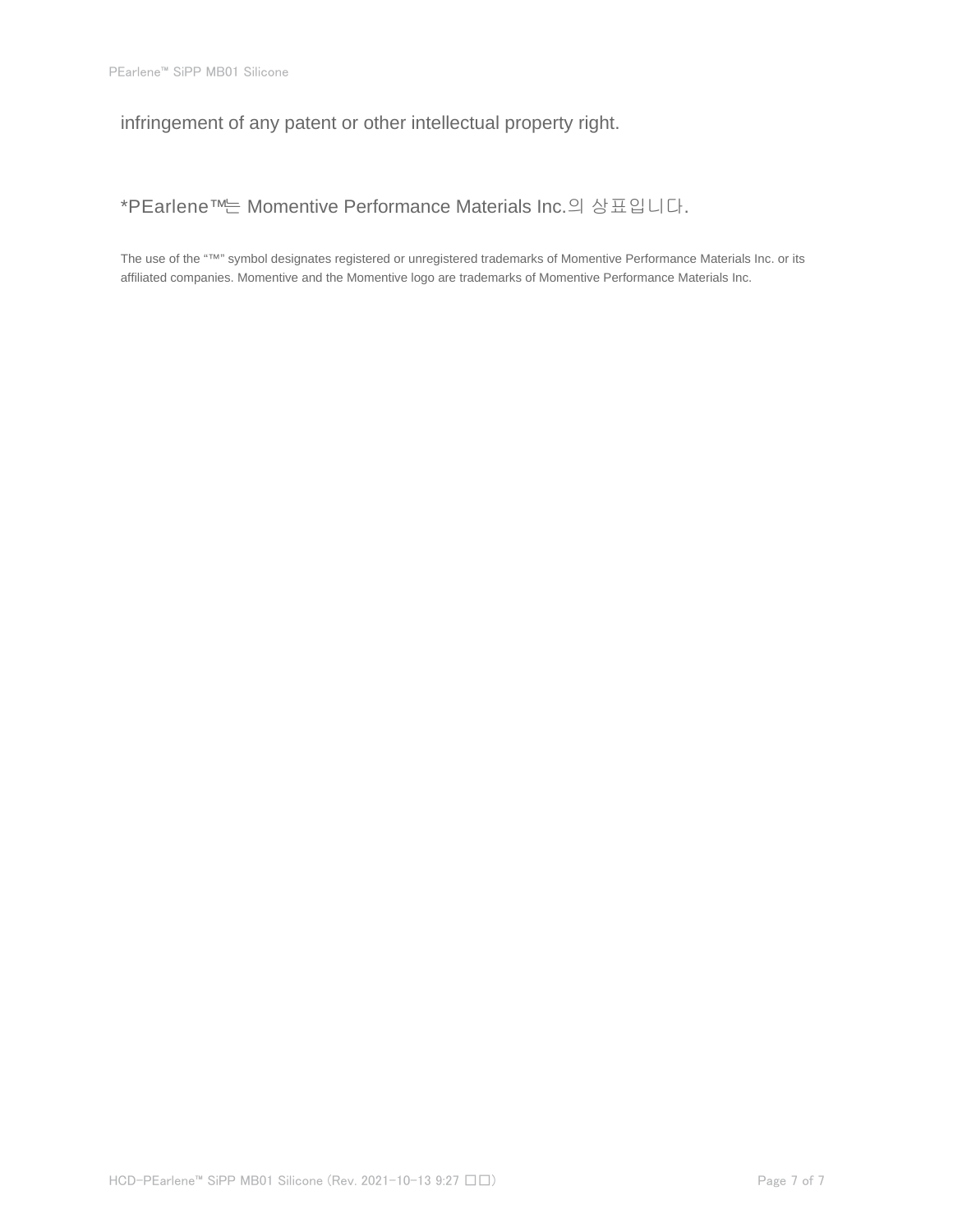infringement of any patent or other intellectual property right.

*PEarlene™는 Momentive Performance Materials Inc.의 상표입니다.

The use of the "™" symbol designates registered or unregistered trademarks of Momentive Performance Materials Inc. or its affiliated companies. Momentive and the Momentive logo are trademarks of Momentive Performance Materials Inc.